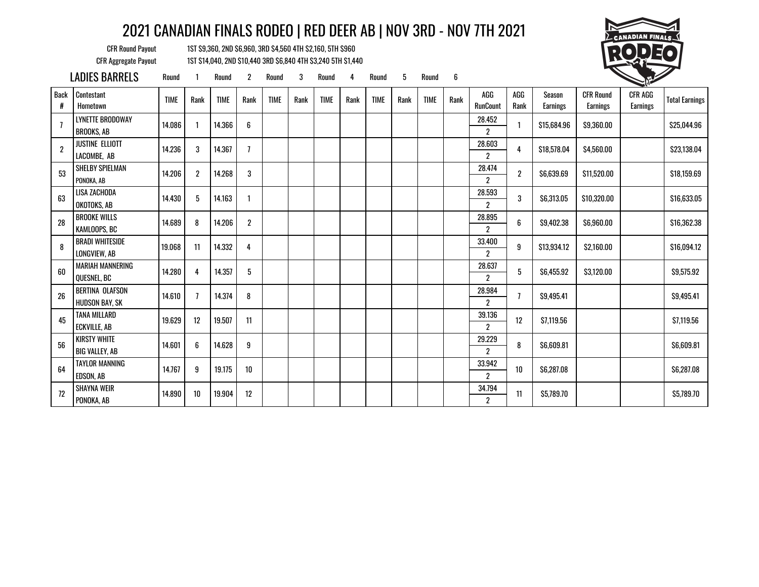# 2021 CANADIAN FINALS RODEO | RED DEER AB | NOV 3RD - NOV 7TH 2021

CFR Round Payout: 1ST $9,360, 2ND $6,960, 3RD $4,560 4TH $2,160, 5TH $960

CFR Aggregate Payout: 1ST $14,040, 2ND $10,440 3RD $6,840 4TH $3,240 5TH $1,440

## LADIES BARRELS

| Back # | Contestant / Hometown | Round 1 TIME | Round 1 Rank | Round 2 TIME | Round 2 Rank | Round 3 TIME | Round 3 Rank | Round 4 TIME | Round 4 Rank | Round 5 TIME | Round 5 Rank | Round 6 TIME | Round 6 Rank | AGG / RunCount | AGG Rank | Season Earnings | CFR Round Earnings | CFR AGG Earnings | Total Earnings |
|---|---|---|---|---|---|---|---|---|---|---|---|---|---|---|---|---|---|---|---|
| 7 | LYNETTE BRODOWAY<br>BROOKS, AB | 14.086 | 1 | 14.366 | 6 | | | | | | | | | 28.452<br>2 | 1 | $15,684.96 | $9,360.00 | | $25,044.96 |
| 2 | JUSTINE ELLIOTT<br>LACOMBE, AB | 14.236 | 3 | 14.367 | 7 | | | | | | | | | 28.603<br>2 | 4 | $18,578.04 | $4,560.00 | | $23,138.04 |
| 53 | SHELBY SPIELMAN<br>PONOKA, AB | 14.206 | 2 | 14.268 | 3 | | | | | | | | | 28.474<br>2 | 2 | $6,639.69 | $11,520.00 | | $18,159.69 |
| 63 | LISA ZACHODA<br>OKOTOKS, AB | 14.430 | 5 | 14.163 | 1 | | | | | | | | | 28.593<br>2 | 3 | $6,313.05 | $10,320.00 | | $16,633.05 |
| 28 | BROOKE WILLS<br>KAMLOOPS, BC | 14.689 | 8 | 14.206 | 2 | | | | | | | | | 28.895<br>2 | 6 | $9,402.38 | $6,960.00 | | $16,362.38 |
| 8 | BRADI WHITESIDE<br>LONGVIEW, AB | 19.068 | 11 | 14.332 | 4 | | | | | | | | | 33.400<br>2 | 9 | $13,934.12 | $2,160.00 | | $16,094.12 |
| 60 | MARIAH MANNERING<br>QUESNEL, BC | 14.280 | 4 | 14.357 | 5 | | | | | | | | | 28.637<br>2 | 5 | $6,455.92 | $3,120.00 | | $9,575.92 |
| 26 | BERTINA OLAFSON<br>HUDSON BAY, SK | 14.610 | 7 | 14.374 | 8 | | | | | | | | | 28.984<br>2 | 7 | $9,495.41 | | | $9,495.41 |
| 45 | TANA MILLARD<br>ECKVILLE, AB | 19.629 | 12 | 19.507 | 11 | | | | | | | | | 39.136<br>2 | 12 | $7,119.56 | | | $7,119.56 |
| 56 | KIRSTY WHITE<br>BIG VALLEY, AB | 14.601 | 6 | 14.628 | 9 | | | | | | | | | 29.229<br>2 | 8 | $6,609.81 | | | $6,609.81 |
| 64 | TAYLOR MANNING<br>EDSON, AB | 14.767 | 9 | 19.175 | 10 | | | | | | | | | 33.942<br>2 | 10 | $6,287.08 | | | $6,287.08 |
| 72 | SHAYNA WEIR<br>PONOKA, AB | 14.890 | 10 | 19.904 | 12 | | | | | | | | | 34.794<br>2 | 11 | $5,789.70 | | | $5,789.70 |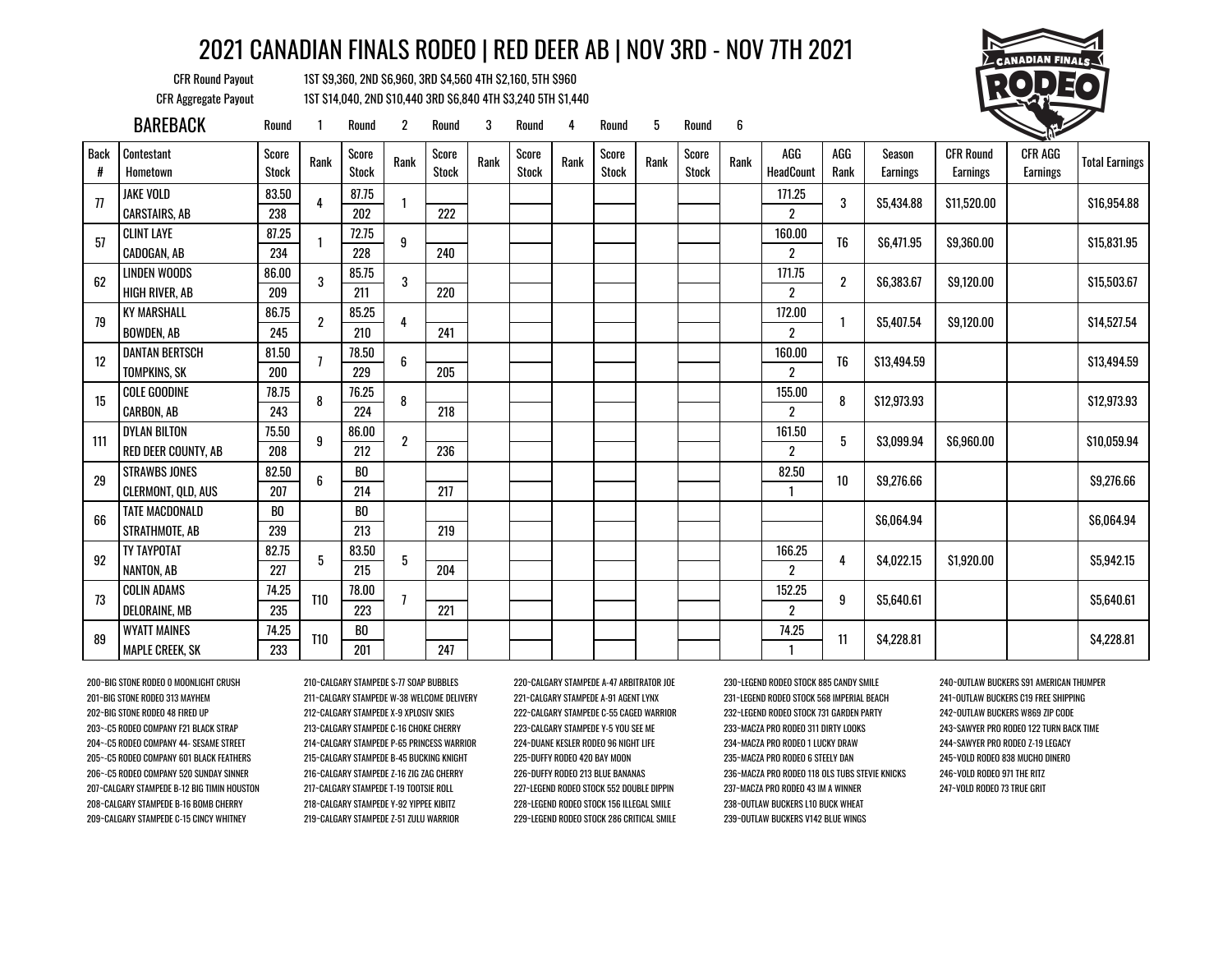# 2021 CANADIAN FINALS RODEO | RED DEER AB | NOV 3RD - NOV 7TH 2021

CFR Round Payout: 1ST $9,360, 2ND $6,960, 3RD $4,560 4TH $2,160, 5TH $960

CFR Aggregate Payout: 1ST $14,040, 2ND $10,440 3RD $6,840 4TH $3,240 5TH $1,440

## BAREBACK

| Back # | Contestant / Hometown | Round 1 Score / Stock | Round 1 Rank | Round 2 Score / Stock | Round 2 Rank | Round 3 Score / Stock | Round 3 Rank | Round 4 Score / Stock | Round 4 Rank | Round 5 Score / Stock | Round 5 Rank | Round 6 Score / Stock | Round 6 Rank | AGG / HeadCount | AGG Rank | Season Earnings | CFR Round Earnings | CFR AGG Earnings | Total Earnings |
|---|---|---|---|---|---|---|---|---|---|---|---|---|---|---|---|---|---|---|---|
| 77 | JAKE VOLD | 83.50 | 4 | 87.75 | 1 | | | | | | | | | 171.25 | 3 | $5,434.88 | $11,520.00 | | $16,954.88 |
| | CARSTAIRS, AB | 238 | | 202 | | 222 | | | | | | | | 2 | | | | | |
| 57 | CLINT LAYE | 87.25 | 1 | 72.75 | 9 | | | | | | | | | 160.00 | T6 | $6,471.95 | $9,360.00 | | $15,831.95 |
| | CADOGAN, AB | 234 | | 228 | | 240 | | | | | | | | 2 | | | | | |
| 62 | LINDEN WOODS | 86.00 | 3 | 85.75 | 3 | | | | | | | | | 171.75 | 2 | $6,383.67 | $9,120.00 | | $15,503.67 |
| | HIGH RIVER, AB | 209 | | 211 | | 220 | | | | | | | | 2 | | | | | |
| 79 | KY MARSHALL | 86.75 | 2 | 85.25 | 4 | | | | | | | | | 172.00 | 1 | $5,407.54 | $9,120.00 | | $14,527.54 |
| | BOWDEN, AB | 245 | | 210 | | 241 | | | | | | | | 2 | | | | | |
| 12 | DANTAN BERTSCH | 81.50 | 7 | 78.50 | 6 | | | | | | | | | 160.00 | T6 | $13,494.59 | | | $13,494.59 |
| | TOMPKINS, SK | 200 | | 229 | | 205 | | | | | | | | 2 | | | | | |
| 15 | COLE GOODINE | 78.75 | 8 | 76.25 | 8 | | | | | | | | | 155.00 | 8 | $12,973.93 | | | $12,973.93 |
| | CARBON, AB | 243 | | 224 | | 218 | | | | | | | | 2 | | | | | |
| 111 | DYLAN BILTON | 75.50 | 9 | 86.00 | 2 | | | | | | | | | 161.50 | 5 | $3,099.94 | $6,960.00 | | $10,059.94 |
| | RED DEER COUNTY, AB | 208 | | 212 | | 236 | | | | | | | | 2 | | | | | |
| 29 | STRAWBS JONES | 82.50 | 6 | BO | | | | | | | | | | 82.50 | 10 | $9,276.66 | | | $9,276.66 |
| | CLERMONT, QLD, AUS | 207 | | 214 | | 217 | | | | | | | | 1 | | | | | |
| 66 | TATE MACDONALD | BO | | BO | | | | | | | | | | | | $6,064.94 | | | $6,064.94 |
| | STRATHMOTE, AB | 239 | | 213 | | 219 | | | | | | | | | | | | | |
| 92 | TY TAYPOTAT | 82.75 | 5 | 83.50 | 5 | | | | | | | | | 166.25 | 4 | $4,022.15 | $1,920.00 | | $5,942.15 |
| | NANTON, AB | 227 | | 215 | | 204 | | | | | | | | 2 | | | | | |
| 73 | COLIN ADAMS | 74.25 | T10 | 78.00 | 7 | | | | | | | | | 152.25 | 9 | $5,640.61 | | | $5,640.61 |
| | DELORAINE, MB | 235 | | 223 | | 221 | | | | | | | | 2 | | | | | |
| 89 | WYATT MAINES | 74.25 | T10 | BO | | | | | | | | | | 74.25 | 11 | $4,228.81 | | | $4,228.81 |
| | MAPLE CREEK, SK | 233 | | 201 | | 247 | | | | | | | | 1 | | | | | |

200~BIG STONE RODEO 0 MOONLIGHT CRUSH
201~BIG STONE RODEO 313 MAYHEM
202~BIG STONE RODEO 48 FIRED UP
203~C5 RODEO COMPANY F21 BLACK STRAP
204~C5 RODEO COMPANY 44- SESAME STREET
205~C5 RODEO COMPANY 601 BLACK FEATHERS
206~C5 RODEO COMPANY 520 SUNDAY SINNER
207~CALGARY STAMPEDE B-12 BIG TIMIN HOUSTON
208~CALGARY STAMPEDE B-16 BOMB CHERRY
209~CALGARY STAMPEDE C-15 CINCY WHITNEY
210~CALGARY STAMPEDE S-77 SOAP BUBBLES
211~CALGARY STAMPEDE W-38 WELCOME DELIVERY
212~CALGARY STAMPEDE X-9 XPLOSIV SKIES
213~CALGARY STAMPEDE C-16 CHOKE CHERRY
214~CALGARY STAMPEDE P-65 PRINCESS WARRIOR
215~CALGARY STAMPEDE B-45 BUCKING KNIGHT
216~CALGARY STAMPEDE Z-16 ZIG ZAG CHERRY
217~CALGARY STAMPEDE T-19 TOOTSIE ROLL
218~CALGARY STAMPEDE Y-92 YIPPEE KIBITZ
219~CALGARY STAMPEDE Z-51 ZULU WARRIOR
220~CALGARY STAMPEDE A-47 ARBITRATOR JOE
221~CALGARY STAMPEDE A-91 AGENT LYNX
222~CALGARY STAMPEDE C-55 CAGED WARRIOR
223~CALGARY STAMPEDE Y-5 YOU SEE ME
224~DUANE KESLER RODEO 96 NIGHT LIFE
225~DUFFY RODEO 420 BAY MOON
226~DUFFY RODEO 213 BLUE BANANAS
227~LEGEND RODEO STOCK 552 DOUBLE DIPPIN
228~LEGEND RODEO STOCK 156 ILLEGAL SMILE
229~LEGEND RODEO STOCK 286 CRITICAL SMILE
230~LEGEND RODEO STOCK 885 CANDY SMILE
231~LEGEND RODEO STOCK 568 IMPERIAL BEACH
232~LEGEND RODEO STOCK 731 GARDEN PARTY
233~MACZA PRO RODEO 311 DIRTY LOOKS
234~MACZA PRO RODEO 1 LUCKY DRAW
235~MACZA PRO RODEO 6 STEELY DAN
236~MACZA PRO RODEO 118 OLS TUBS STEVIE KNICKS
237~MACZA PRO RODEO 43 IM A WINNER
238~OUTLAW BUCKERS L10 BUCK WHEAT
239~OUTLAW BUCKERS V142 BLUE WINGS
240~OUTLAW BUCKERS S91 AMERICAN THUMPER
241~OUTLAW BUCKERS C19 FREE SHIPPING
242~OUTLAW BUCKERS W869 ZIP CODE
243~SAWYER PRO RODEO 122 TURN BACK TIME
244~SAWYER PRO RODEO Z-19 LEGACY
245~VOLD RODEO 838 MUCHO DINERO
246~VOLD RODEO 971 THE RITZ
247~VOLD RODEO 73 TRUE GRIT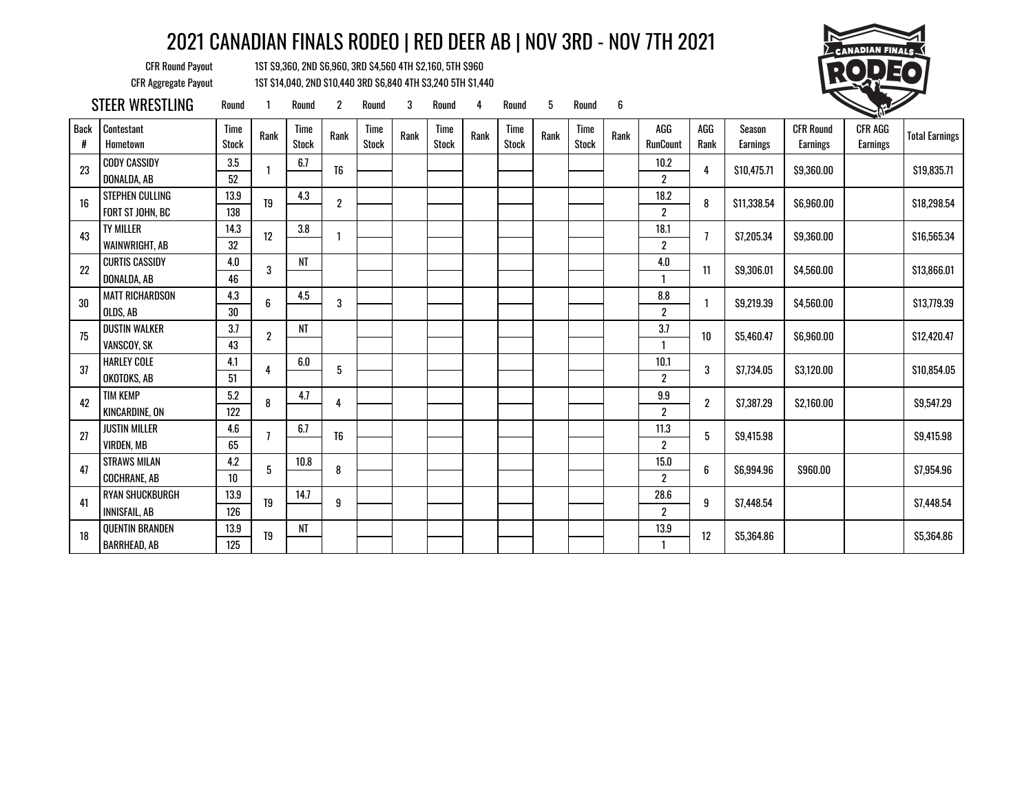# 2021 CANADIAN FINALS RODEO | RED DEER AB | NOV 3RD - NOV 7TH 2021

CFR Round Payout: 1ST $9,360, 2ND $6,960, 3RD $4,560 4TH $2,160, 5TH $960

CFR Aggregate Payout: 1ST $14,040, 2ND $10,440 3RD $6,840 4TH $3,240 5TH $1,440

## STEER WRESTLING

| Back # | Contestant / Hometown | Round 1 Time / Stock | Round 1 Rank | Round 2 Time / Stock | Round 2 Rank | Round 3 Time / Stock | Round 3 Rank | Round 4 Time / Stock | Round 4 Rank | Round 5 Time / Stock | Round 5 Rank | Round 6 Time / Stock | Round 6 Rank | AGG / RunCount | AGG Rank | Season Earnings | CFR Round Earnings | CFR AGG Earnings | Total Earnings |
|---|---|---|---|---|---|---|---|---|---|---|---|---|---|---|---|---|---|---|---|
| 23 | CODY CASSIDY / DONALDA, AB | 3.5 / 52 | 1 | 6.7 | T6 | | | | | | | | | 10.2 / 2 | 4 | $10,475.71 | $9,360.00 | | $19,835.71 |
| 16 | STEPHEN CULLING / FORT ST JOHN, BC | 13.9 / 138 | T9 | 4.3 | 2 | | | | | | | | | 18.2 / 2 | 8 | $11,338.54 | $6,960.00 | | $18,298.54 |
| 43 | TY MILLER / WAINWRIGHT, AB | 14.3 / 32 | 12 | 3.8 | 1 | | | | | | | | | 18.1 / 2 | 7 | $7,205.34 | $9,360.00 | | $16,565.34 |
| 22 | CURTIS CASSIDY / DONALDA, AB | 4.0 / 46 | 3 | NT | | | | | | | | | | 4.0 / 1 | 11 | $9,306.01 | $4,560.00 | | $13,866.01 |
| 30 | MATT RICHARDSON / OLDS, AB | 4.3 / 30 | 6 | 4.5 | 3 | | | | | | | | | 8.8 / 2 | 1 | $9,219.39 | $4,560.00 | | $13,779.39 |
| 75 | DUSTIN WALKER / VANSCOY, SK | 3.7 / 43 | 2 | NT | | | | | | | | | | 3.7 / 1 | 10 | $5,460.47 | $6,960.00 | | $12,420.47 |
| 37 | HARLEY COLE / OKOTOKS, AB | 4.1 / 51 | 4 | 6.0 | 5 | | | | | | | | | 10.1 / 2 | 3 | $7,734.05 | $3,120.00 | | $10,854.05 |
| 42 | TIM KEMP / KINCARDINE, ON | 5.2 / 122 | 8 | 4.7 | 4 | | | | | | | | | 9.9 / 2 | 2 | $7,387.29 | $2,160.00 | | $9,547.29 |
| 27 | JUSTIN MILLER / VIRDEN, MB | 4.6 / 65 | 7 | 6.7 | T6 | | | | | | | | | 11.3 / 2 | 5 | $9,415.98 | | | $9,415.98 |
| 47 | STRAWS MILAN / COCHRANE, AB | 4.2 / 10 | 5 | 10.8 | 8 | | | | | | | | | 15.0 / 2 | 6 | $6,994.96 | $960.00 | | $7,954.96 |
| 41 | RYAN SHUCKBURGH / INNISFAIL, AB | 13.9 / 126 | T9 | 14.7 | 9 | | | | | | | | | 28.6 / 2 | 9 | $7,448.54 | | | $7,448.54 |
| 18 | QUENTIN BRANDEN / BARRHEAD, AB | 13.9 / 125 | T9 | NT | | | | | | | | | | 13.9 / 1 | 12 | $5,364.86 | | | $5,364.86 |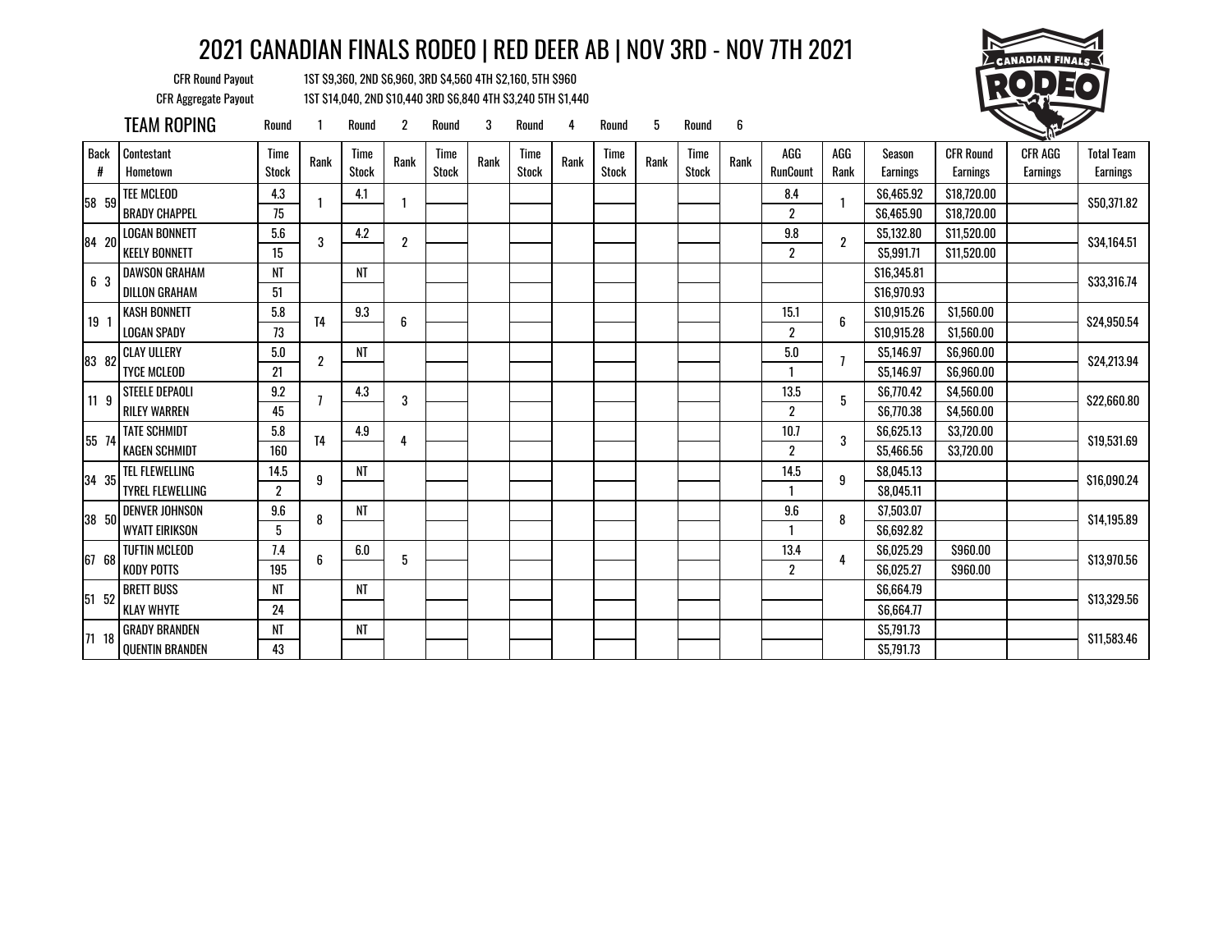# 2021 CANADIAN FINALS RODEO | RED DEER AB | NOV 3RD - NOV 7TH 2021

CFR Round Payout: 1ST $9,360, 2ND $6,960, 3RD $4,560 4TH $2,160, 5TH $960

CFR Aggregate Payout: 1ST $14,040, 2ND $10,440 3RD $6,840 4TH $3,240 5TH $1,440

## TEAM ROPING

| Back # | Contestant / Hometown | Round 1 Time / Stock | Round 1 Rank | Round 2 Time / Stock | Round 2 Rank | Round 3 Time / Stock | Round 3 Rank | Round 4 Time / Stock | Round 4 Rank | Round 5 Time / Stock | Round 5 Rank | Round 6 Time / Stock | Round 6 Rank | AGG RunCount | AGG Rank | Season Earnings | CFR Round Earnings | CFR AGG Earnings | Total Team Earnings |
|---|---|---|---|---|---|---|---|---|---|---|---|---|---|---|---|---|---|---|---|
| 58 59 | TEE MCLEOD | 4.3 | 1 | 4.1 | 1 | | | | | | | | | 8.4 | 1 | $6,465.92 | $18,720.00 | | $50,371.82 |
| | BRADY CHAPPEL | 75 | | | | | | | | | | | | 2 | | $6,465.90 | $18,720.00 | | |
| 84 20 | LOGAN BONNETT | 5.6 | 3 | 4.2 | 2 | | | | | | | | | 9.8 | 2 | $5,132.80 | $11,520.00 | | $34,164.51 |
| | KEELY BONNETT | 15 | | | | | | | | | | | | 2 | | $5,991.71 | $11,520.00 | | |
| 6 3 | DAWSON GRAHAM | NT | | NT | | | | | | | | | | | | $16,345.81 | | | $33,316.74 |
| | DILLON GRAHAM | 51 | | | | | | | | | | | | | | $16,970.93 | | | |
| 19 1 | KASH BONNETT | 5.8 | T4 | 9.3 | 6 | | | | | | | | | 15.1 | 6 | $10,915.26 | $1,560.00 | | $24,950.54 |
| | LOGAN SPADY | 73 | | | | | | | | | | | | 2 | | $10,915.28 | $1,560.00 | | |
| 83 82 | CLAY ULLERY | 5.0 | 2 | NT | | | | | | | | | | 5.0 | 7 | $5,146.97 | $6,960.00 | | $24,213.94 |
| | TYCE MCLEOD | 21 | | | | | | | | | | | | 1 | | $5,146.97 | $6,960.00 | | |
| 11 9 | STEELE DEPAOLI | 9.2 | 7 | 4.3 | 3 | | | | | | | | | 13.5 | 5 | $6,770.42 | $4,560.00 | | $22,660.80 |
| | RILEY WARREN | 45 | | | | | | | | | | | | 2 | | $6,770.38 | $4,560.00 | | |
| 55 74 | TATE SCHMIDT | 5.8 | T4 | 4.9 | 4 | | | | | | | | | 10.7 | 3 | $6,625.13 | $3,720.00 | | $19,531.69 |
| | KAGEN SCHMIDT | 160 | | | | | | | | | | | | 2 | | $5,466.56 | $3,720.00 | | |
| 34 35 | TEL FLEWELLING | 14.5 | 9 | NT | | | | | | | | | | 14.5 | 9 | $8,045.13 | | | $16,090.24 |
| | TYREL FLEWELLING | 2 | | | | | | | | | | | | 1 | | $8,045.11 | | | |
| 38 50 | DENVER JOHNSON | 9.6 | 8 | NT | | | | | | | | | | 9.6 | 8 | $7,503.07 | | | $14,195.89 |
| | WYATT EIRIKSON | 5 | | | | | | | | | | | | 1 | | $6,692.82 | | | |
| 67 68 | TUFTIN MCLEOD | 7.4 | 6 | 6.0 | 5 | | | | | | | | | 13.4 | 4 | $6,025.29 | $960.00 | | $13,970.56 |
| | KODY POTTS | 195 | | | | | | | | | | | | 2 | | $6,025.27 | $960.00 | | |
| 51 52 | BRETT BUSS | NT | | NT | | | | | | | | | | | | $6,664.79 | | | $13,329.56 |
| | KLAY WHYTE | 24 | | | | | | | | | | | | | | $6,664.77 | | | |
| 71 18 | GRADY BRANDEN | NT | | NT | | | | | | | | | | | | $5,791.73 | | | $11,583.46 |
| | QUENTIN BRANDEN | 43 | | | | | | | | | | | | | | $5,791.73 | | | |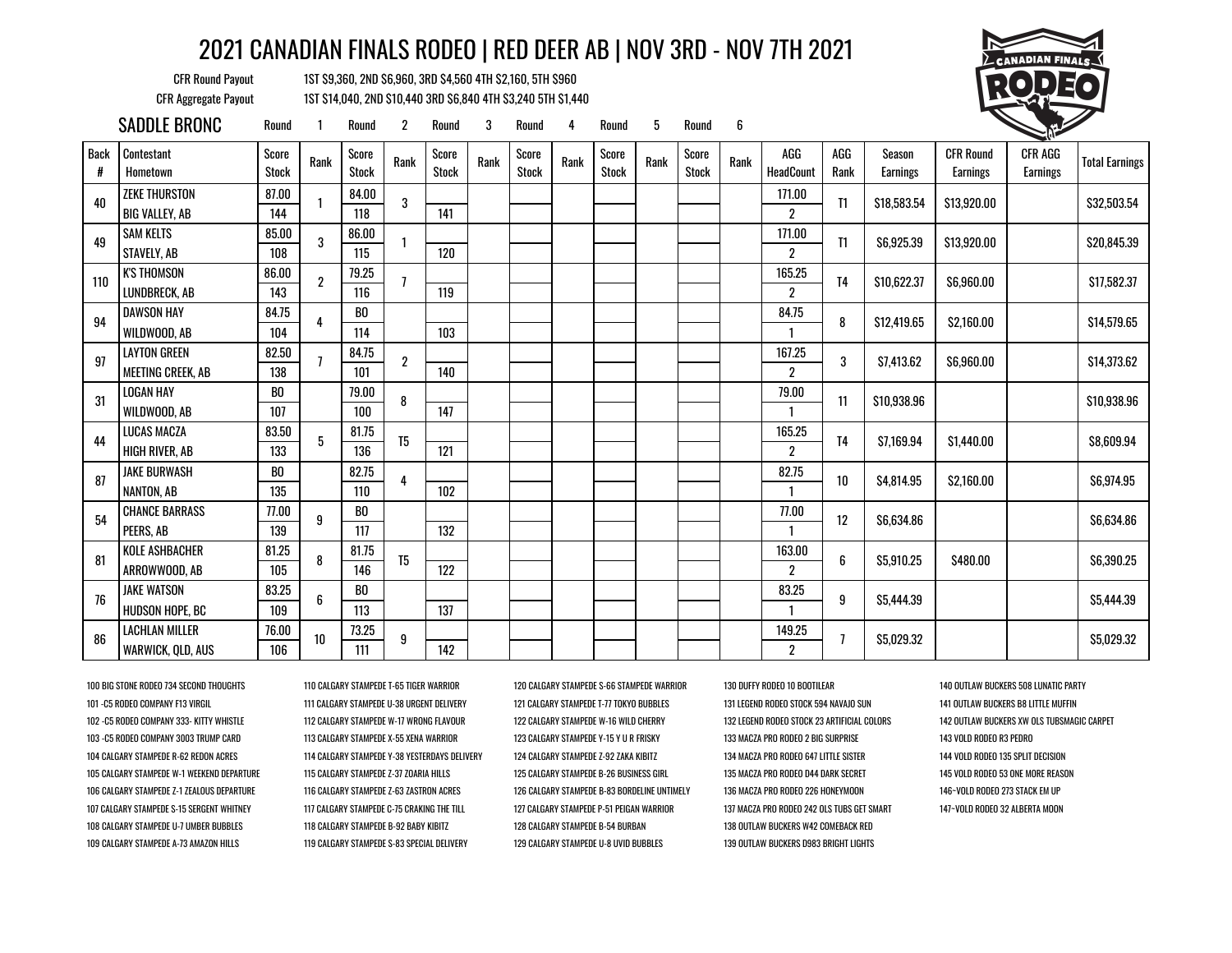# 2021 CANADIAN FINALS RODEO | RED DEER AB | NOV 3RD - NOV 7TH 2021

CFR Round Payout: 1ST $9,360, 2ND $6,960, 3RD $4,560 4TH $2,160, 5TH $960

CFR Aggregate Payout: 1ST $14,040, 2ND $10,440 3RD $6,840 4TH $3,240 5TH $1,440

## SADDLE BRONC

| Back # | Contestant / Hometown | Round 1 Score / Stock | Round 1 Rank | Round 2 Score / Stock | Round 2 Rank | Round 3 Score / Stock | Round 3 Rank | Round 4 Score / Stock | Round 4 Rank | Round 5 Score / Stock | Round 5 Rank | Round 6 Score / Stock | Round 6 Rank | AGG / HeadCount | AGG Rank | Season Earnings | CFR Round Earnings | CFR AGG Earnings | Total Earnings |
|---|---|---|---|---|---|---|---|---|---|---|---|---|---|---|---|---|---|---|---|
| 40 | ZEKE THURSTON / BIG VALLEY, AB | 87.00 / 144 | 1 | 84.00 / 118 | 3 | / 141 | | | | | | | | 171.00 / 2 | T1 | $18,583.54 | $13,920.00 | | $32,503.54 |
| 49 | SAM KELTS / STAVELY, AB | 85.00 / 108 | 3 | 86.00 / 115 | 1 | / 120 | | | | | | | | 171.00 / 2 | T1 | $6,925.39 | $13,920.00 | | $20,845.39 |
| 110 | K'S THOMSON / LUNDBRECK, AB | 86.00 / 143 | 2 | 79.25 / 116 | 7 | / 119 | | | | | | | | 165.25 / 2 | T4 | $10,622.37 | $6,960.00 | | $17,582.37 |
| 94 | DAWSON HAY / WILDWOOD, AB | 84.75 / 104 | 4 | BO / 114 | | / 103 | | | | | | | | 84.75 / 1 | 8 | $12,419.65 | $2,160.00 | | $14,579.65 |
| 97 | LAYTON GREEN / MEETING CREEK, AB | 82.50 / 138 | 7 | 84.75 / 101 | 2 | / 140 | | | | | | | | 167.25 / 2 | 3 | $7,413.62 | $6,960.00 | | $14,373.62 |
| 31 | LOGAN HAY / WILDWOOD, AB | BO / 107 | | 79.00 / 100 | 8 | / 147 | | | | | | | | 79.00 / 1 | 11 | $10,938.96 | | | $10,938.96 |
| 44 | LUCAS MACZA / HIGH RIVER, AB | 83.50 / 133 | 5 | 81.75 / 136 | T5 | / 121 | | | | | | | | 165.25 / 2 | T4 | $7,169.94 | $1,440.00 | | $8,609.94 |
| 87 | JAKE BURWASH / NANTON, AB | BO / 135 | | 82.75 / 110 | 4 | / 102 | | | | | | | | 82.75 / 1 | 10 | $4,814.95 | $2,160.00 | | $6,974.95 |
| 54 | CHANCE BARRASS / PEERS, AB | 77.00 / 139 | 9 | BO / 117 | | / 132 | | | | | | | | 77.00 / 1 | 12 | $6,634.86 | | | $6,634.86 |
| 81 | KOLE ASHBACHER / ARROWWOOD, AB | 81.25 / 105 | 8 | 81.75 / 146 | T5 | / 122 | | | | | | | | 163.00 / 2 | 6 | $5,910.25 | $480.00 | | $6,390.25 |
| 76 | JAKE WATSON / HUDSON HOPE, BC | 83.25 / 109 | 6 | BO / 113 | | / 137 | | | | | | | | 83.25 / 1 | 9 | $5,444.39 | | | $5,444.39 |
| 86 | LACHLAN MILLER / WARWICK, QLD, AUS | 76.00 / 106 | 10 | 73.25 / 111 | 9 | / 142 | | | | | | | | 149.25 / 2 | 7 | $5,029.32 | | | $5,029.32 |

100 BIG STONE RODEO 734 SECOND THOUGHTS
101 -C5 RODEO COMPANY F13 VIRGIL
102 -C5 RODEO COMPANY 333- KITTY WHISTLE
103 -C5 RODEO COMPANY 3003 TRUMP CARD
104 CALGARY STAMPEDE R-62 REDON ACRES
105 CALGARY STAMPEDE W-1 WEEKEND DEPARTURE
106 CALGARY STAMPEDE Z-1 ZEALOUS DEPARTURE
107 CALGARY STAMPEDE S-15 SERGENT WHITNEY
108 CALGARY STAMPEDE U-7 UMBER BUBBLES
109 CALGARY STAMPEDE A-73 AMAZON HILLS
110 CALGARY STAMPEDE T-65 TIGER WARRIOR
111 CALGARY STAMPEDE U-38 URGENT DELIVERY
112 CALGARY STAMPEDE W-17 WRONG FLAVOUR
113 CALGARY STAMPEDE X-55 XENA WARRIOR
114 CALGARY STAMPEDE Y-38 YESTERDAYS DELIVERY
115 CALGARY STAMPEDE Z-37 ZOARIA HILLS
116 CALGARY STAMPEDE Z-63 ZASTRON ACRES
117 CALGARY STAMPEDE C-75 CRAKING THE TILL
118 CALGARY STAMPEDE B-92 BABY KIBITZ
119 CALGARY STAMPEDE S-83 SPECIAL DELIVERY
120 CALGARY STAMPEDE S-66 STAMPEDE WARRIOR
121 CALGARY STAMPEDE T-77 TOKYO BUBBLES
122 CALGARY STAMPEDE W-16 WILD CHERRY
123 CALGARY STAMPEDE Y-15 Y U R FRISKY
124 CALGARY STAMPEDE Z-92 ZAKA KIBITZ
125 CALGARY STAMPEDE B-26 BUSINESS GIRL
126 CALGARY STAMPEDE B-83 BORDELINE UNTIMELY
127 CALGARY STAMPEDE P-51 PEIGAN WARRIOR
128 CALGARY STAMPEDE B-54 BURBAN
129 CALGARY STAMPEDE U-8 UVID BUBBLES
130 DUFFY RODEO 10 BOOTILEAR
131 LEGEND RODEO STOCK 594 NAVAJO SUN
132 LEGEND RODEO STOCK 23 ARTIFICIAL COLORS
133 MACZA PRO RODEO 2 BIG SURPRISE
134 MACZA PRO RODEO 647 LITTLE SISTER
135 MACZA PRO RODEO D44 DARK SECRET
136 MACZA PRO RODEO 226 HONEYMOON
137 MACZA PRO RODEO 242 OLS TUBS GET SMART
138 OUTLAW BUCKERS W42 COMEBACK RED
139 OUTLAW BUCKERS D983 BRIGHT LIGHTS
140 OUTLAW BUCKERS 508 LUNATIC PARTY
141 OUTLAW BUCKERS B8 LITTLE MUFFIN
142 OUTLAW BUCKERS XW OLS TUBSMAGIC CARPET
143 VOLD RODEO R3 PEDRO
144 VOLD RODEO 135 SPLIT DECISION
145 VOLD RODEO 53 ONE MORE REASON
146~VOLD RODEO 273 STACK EM UP
147~VOLD RODEO 32 ALBERTA MOON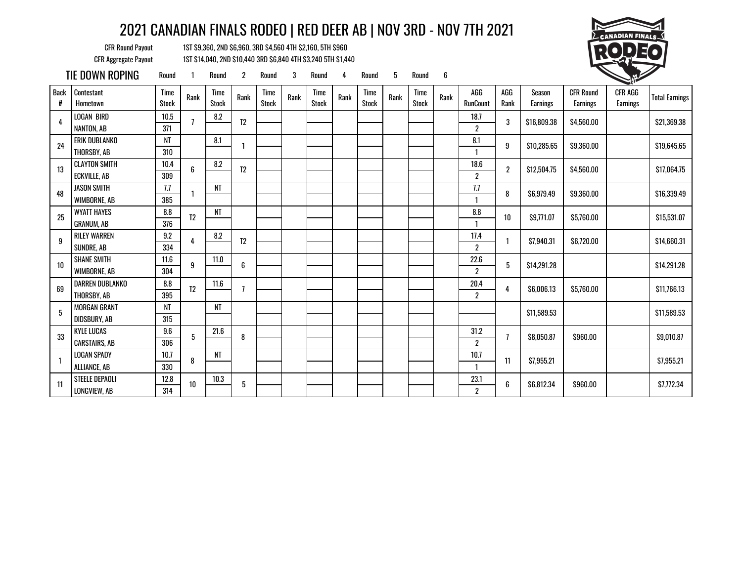# 2021 CANADIAN FINALS RODEO | RED DEER AB | NOV 3RD - NOV 7TH 2021

CFR Round Payout: 1ST $9,360, 2ND $6,960, 3RD $4,560 4TH $2,160, 5TH $960

CFR Aggregate Payout: 1ST $14,040, 2ND $10,440 3RD $6,840 4TH $3,240 5TH $1,440

## TIE DOWN ROPING

| Back # | Contestant / Hometown | Round 1 Time / Stock | Round 1 Rank | Round 2 Time / Stock | Round 2 Rank | Round 3 Time / Stock | Round 3 Rank | Round 4 Time / Stock | Round 4 Rank | Round 5 Time / Stock | Round 5 Rank | Round 6 Time / Stock | Round 6 Rank | AGG / RunCount | AGG Rank | Season Earnings | CFR Round Earnings | CFR AGG Earnings | Total Earnings |
|---|---|---|---|---|---|---|---|---|---|---|---|---|---|---|---|---|---|---|---|
| 4 | LOGAN BIRD / NANTON, AB | 10.5 / 371 | 7 | 8.2 | T2 | | | | | | | | | 18.7 / 2 | 3 | $16,809.38 | $4,560.00 | | $21,369.38 |
| 24 | ERIK DUBLANKO / THORSBY, AB | NT / 310 | | 8.1 | 1 | | | | | | | | | 8.1 / 1 | 9 | $10,285.65 | $9,360.00 | | $19,645.65 |
| 13 | CLAYTON SMITH / ECKVILLE, AB | 10.4 / 309 | 6 | 8.2 | T2 | | | | | | | | | 18.6 / 2 | 2 | $12,504.75 | $4,560.00 | | $17,064.75 |
| 48 | JASON SMITH / WIMBORNE, AB | 7.7 / 385 | 1 | NT | | | | | | | | | | 7.7 / 1 | 8 | $6,979.49 | $9,360.00 | | $16,339.49 |
| 25 | WYATT HAYES / GRANUM, AB | 8.8 / 376 | T2 | NT | | | | | | | | | | 8.8 / 1 | 10 | $9,771.07 | $5,760.00 | | $15,531.07 |
| 9 | RILEY WARREN / SUNDRE, AB | 9.2 / 334 | 4 | 8.2 | T2 | | | | | | | | | 17.4 / 2 | 1 | $7,940.31 | $6,720.00 | | $14,660.31 |
| 10 | SHANE SMITH / WIMBORNE, AB | 11.6 / 304 | 9 | 11.0 | 6 | | | | | | | | | 22.6 / 2 | 5 | $14,291.28 | | | $14,291.28 |
| 69 | DARREN DUBLANKO / THORSBY, AB | 8.8 / 395 | T2 | 11.6 | 7 | | | | | | | | | 20.4 / 2 | 4 | $6,006.13 | $5,760.00 | | $11,766.13 |
| 5 | MORGAN GRANT / DIDSBURY, AB | NT / 315 | | NT | | | | | | | | | | | | $11,589.53 | | | $11,589.53 |
| 33 | KYLE LUCAS / CARSTAIRS, AB | 9.6 / 306 | 5 | 21.6 | 8 | | | | | | | | | 31.2 / 2 | 7 | $8,050.87 | $960.00 | | $9,010.87 |
| 1 | LOGAN SPADY / ALLIANCE, AB | 10.7 / 330 | 8 | NT | | | | | | | | | | 10.7 / 1 | 11 | $7,955.21 | | | $7,955.21 |
| 11 | STEELE DEPAOLI / LONGVIEW, AB | 12.8 / 314 | 10 | 10.3 | 5 | | | | | | | | | 23.1 / 2 | 6 | $6,812.34 | $960.00 | | $7,772.34 |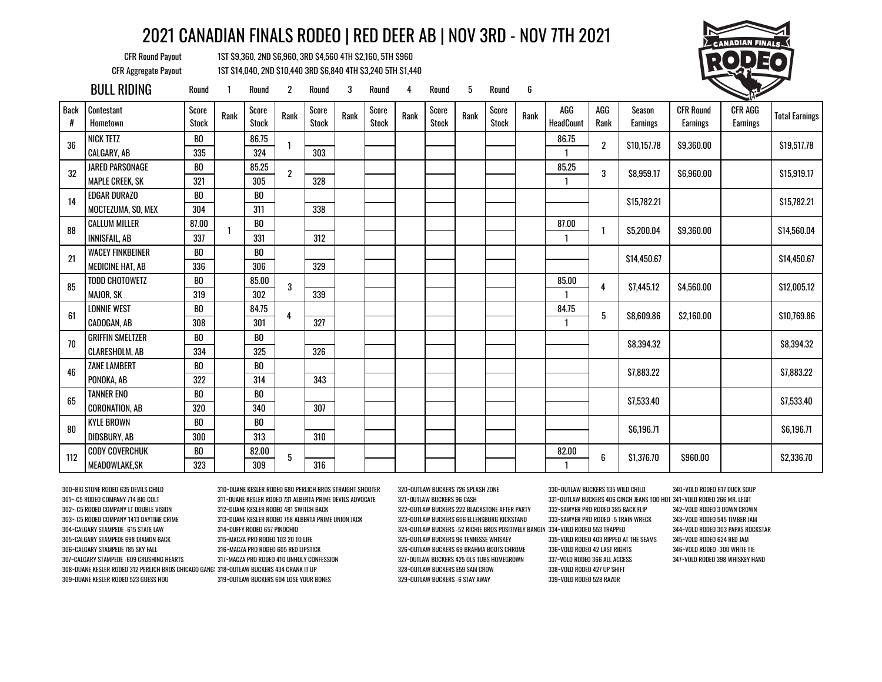# 2021 CANADIAN FINALS RODEO | RED DEER AB | NOV 3RD - NOV 7TH 2021

CFR Round Payout 1ST $9,360, 2ND $6,960, 3RD $4,560 4TH $2,160, 5TH $960

CFR Aggregate Payout 1ST $14,040, 2ND $10,440 3RD $6,840 4TH $3,240 5TH $1,440

## BULL RIDING

| Back # | Contestant / Hometown | Round 1 Score / Stock | Round 1 Rank | Round 2 Score / Stock | Round 2 Rank | Round 3 Score / Stock | Round 3 Rank | Round 4 Score / Stock | Round 4 Rank | Round 5 Score / Stock | Round 5 Rank | Round 6 Score / Stock | Round 6 Rank | AGG HeadCount | AGG Rank | Season Earnings | CFR Round Earnings | CFR AGG Earnings | Total Earnings |
|---|---|---|---|---|---|---|---|---|---|---|---|---|---|---|---|---|---|---|---|
| 36 | NICK TETZ / CALGARY, AB | BO / 335 | | 86.75 / 324 | 1 | / 303 | | | | | | | | 86.75 / 1 | 2 | $10,157.78 | $9,360.00 | | $19,517.78 |
| 32 | JARED PARSONAGE / MAPLE CREEK, SK | BO / 321 | | 85.25 / 305 | 2 | / 328 | | | | | | | | 85.25 / 1 | 3 | $8,959.17 | $6,960.00 | | $15,919.17 |
| 14 | EDGAR DURAZO / MOCTEZUMA, SO, MEX | BO / 304 | | BO / 311 | | / 338 | | | | | | | | | | $15,782.21 | | | $15,782.21 |
| 88 | CALLUM MILLER / INNISFAIL, AB | 87.00 / 337 | 1 | BO / 331 | | / 312 | | | | | | | | 87.00 / 1 | 1 | $5,200.04 | $9,360.00 | | $14,560.04 |
| 21 | WACEY FINKBEINER / MEDICINE HAT, AB | BO / 336 | | BO / 306 | | / 329 | | | | | | | | | | $14,450.67 | | | $14,450.67 |
| 85 | TODD CHOTOWETZ / MAJOR, SK | BO / 319 | | 85.00 / 302 | 3 | / 339 | | | | | | | | 85.00 / 1 | 4 | $7,445.12 | $4,560.00 | | $12,005.12 |
| 61 | LONNIE WEST / CADOGAN, AB | BO / 308 | | 84.75 / 301 | 4 | / 327 | | | | | | | | 84.75 / 1 | 5 | $8,609.86 | $2,160.00 | | $10,769.86 |
| 70 | GRIFFIN SMELTZER / CLARESHOLM, AB | BO / 334 | | BO / 325 | | / 326 | | | | | | | | | | $8,394.32 | | | $8,394.32 |
| 46 | ZANE LAMBERT / PONOKA, AB | BO / 322 | | BO / 314 | | / 343 | | | | | | | | | | $7,883.22 | | | $7,883.22 |
| 65 | TANNER ENO / CORONATION, AB | BO / 320 | | BO / 340 | | / 307 | | | | | | | | | | $7,533.40 | | | $7,533.40 |
| 80 | KYLE BROWN / DIDSBURY, AB | BO / 300 | | BO / 313 | | / 310 | | | | | | | | | | $6,196.71 | | | $6,196.71 |
| 112 | CODY COVERCHUK / MEADOWLAKE,SK | BO / 323 | | 82.00 / 309 | 5 | / 316 | | | | | | | | 82.00 / 1 | 6 | $1,376.70 | $960.00 | | $2,336.70 |

300~BIG STONE RODEO 635 DEVILS CHILD
301~C5 RODEO COMPANY 714 BIG COLT
302~C5 RODEO COMPANY LT DOUBLE VISION
303~C5 RODEO COMPANY 1413 DAYTIME CRIME
304~CALGARY STAMPEDE -615 STATE LAW
305~CALGARY STAMPEDE 698 DIAMON BACK
306~CALGARY STAMPEDE 785 SKY FALL
307~CALGARY STAMPEDE -609 CRUSHING HEARTS
308~DUANE KESLER RODEO 312 PERLICH BROS CHICAGO GANG
309~DUANE KESLER RODEO 523 GUESS HOU
310~DUANE KESLER RODEO 680 PERLICH BROS STRAIGHT SHOOTER
311~DUANE KESLER RODEO 731 ALBERTA PRIME DEVILS ADVOCATE
312~DUANE KESLER RODEO 481 SWITCH BACK
313~DUANE KESLER RODEO 758 ALBERTA PRIME UNION JACK
314~DUFFY RODEO 657 PINOCHIO
315~MACZA PRO RODEO 103 20 TO LIFE
316~MACZA PRO RODEO 605 RED LIPSTICK
317~MACZA PRO RODEO 410 UNHOLY CONFESSION
318~OUTLAW BUCKERS 434 CRANK IT UP
319~OUTLAW BUCKERS 604 LOSE YOUR BONES
320~OUTLAW BUCKERS 726 SPLASH ZONE
321~OUTLAW BUCKERS 96 CASH
322~OUTLAW BUCKERS 222 BLACKSTONE AFTER PARTY
323~OUTLAW BUCKERS 606 ELLENSBURG KICKSTAND
324~OUTLAW BUCKERS -52 RICHIE BROS POSITIVELY BANGIN
325~OUTLAW BUCKERS 96 TENNESSE WHISKEY
326~OUTLAW BUCKERS 69 BRAHMA BOOTS CHROME
327~OUTLAW BUCKERS 425 OLS TUBS HOMEGROWN
328~OUTLAW BUCKERS E59 SAM CROW
329~OUTLAW BUCKERS -6 STAY AWAY
330~OUTLAW BUCKERS 135 WILD CHILD
331~OUTLAW BUCKERS 406 CINCH JEANS TOO HOT
332~SAWYER PRO RODEO 385 BACK FLIP
333~SAWYER PRO RODEO -5 TRAIN WRECK
334~VOLD RODEO 553 TRAPPED
335~VOLD RODEO 403 RIPPED AT THE SEAMS
336~VOLD RODEO 42 LAST RIGHTS
337~VOLD RODEO 366 ALL ACCESS
338~VOLD RODEO 427 UP SHIFT
339~VOLD RODEO 528 RAZOR
340~VOLD RODEO 617 DUCK SOUP
341~VOLD RODEO 266 MR. LEGIT
342~VOLD RODEO 3 DOWN CROWN
343~VOLD RODEO 545 TIMBER JAM
344~VOLD RODEO 303 PAPAS ROCKSTAR
345~VOLD RODEO 624 RED JAM
346~VOLD RODEO -300 WHITE TIE
347~VOLD RODEO 398 WHISKEY HAND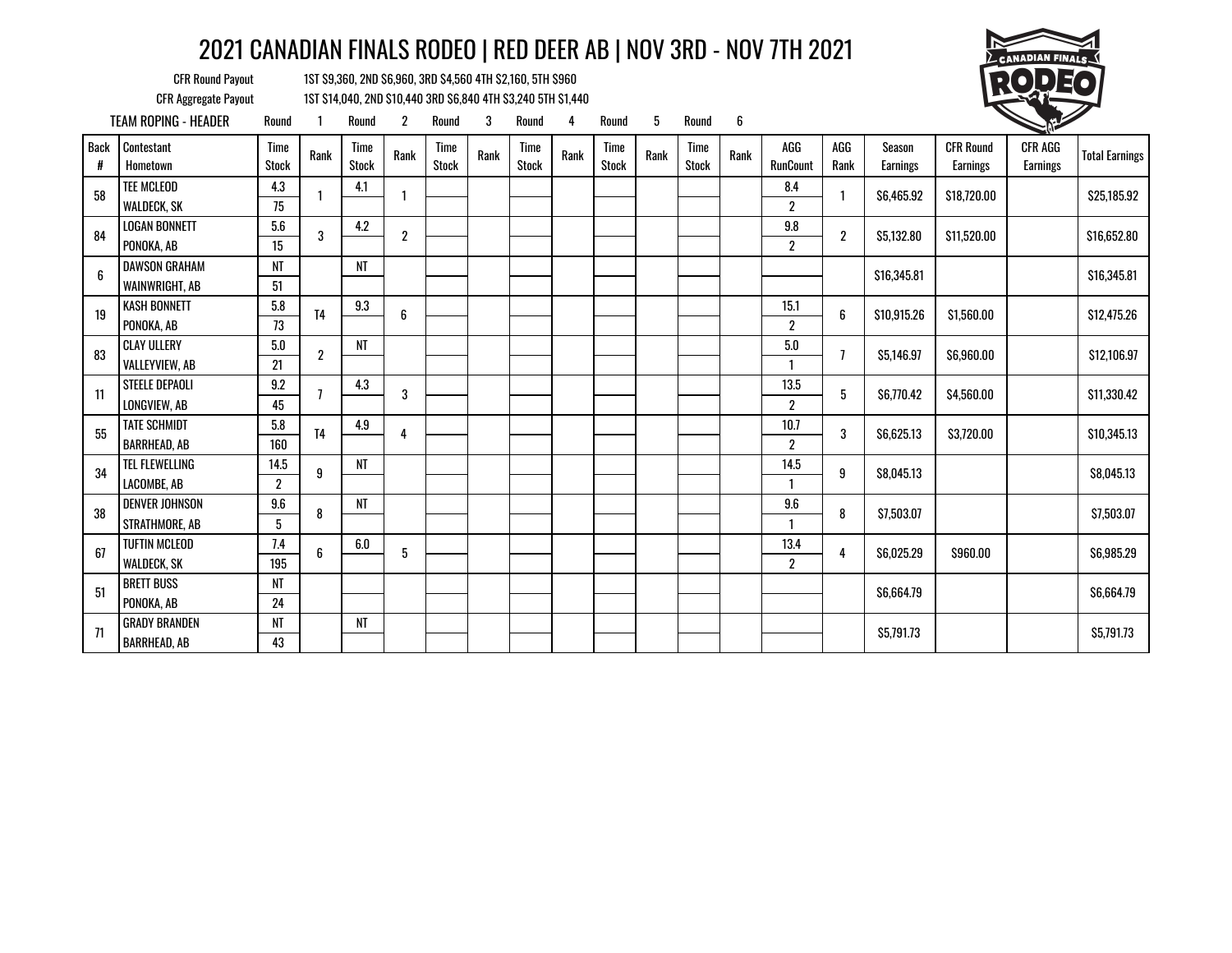# 2021 CANADIAN FINALS RODEO | RED DEER AB | NOV 3RD - NOV 7TH 2021

CFR Round Payout: 1ST $9,360, 2ND $6,960, 3RD $4,560 4TH $2,160, 5TH $960

CFR Aggregate Payout: 1ST $14,040, 2ND $10,440 3RD $6,840 4TH $3,240 5TH $1,440

TEAM ROPING - HEADER

| Back # | Contestant / Hometown | Round 1 Time / Stock | Round 1 Rank | Round 2 Time / Stock | Round 2 Rank | Round 3 Time / Stock | Round 3 Rank | Round 4 Time / Stock | Round 4 Rank | Round 5 Time / Stock | Round 5 Rank | Round 6 Time / Stock | Round 6 Rank | AGG / RunCount | AGG Rank | Season Earnings | CFR Round Earnings | CFR AGG Earnings | Total Earnings |
|---|---|---|---|---|---|---|---|---|---|---|---|---|---|---|---|---|---|---|---|
| 58 | TEE MCLEOD / WALDECK, SK | 4.3 / 75 | 1 | 4.1 | 1 | | | | | | | | | 8.4 / 2 | 1 | $6,465.92 | $18,720.00 | | $25,185.92 |
| 84 | LOGAN BONNETT / PONOKA, AB | 5.6 / 15 | 3 | 4.2 | 2 | | | | | | | | | 9.8 / 2 | 2 | $5,132.80 | $11,520.00 | | $16,652.80 |
| 6 | DAWSON GRAHAM / WAINWRIGHT, AB | NT / 51 | | NT | | | | | | | | | | | | $16,345.81 | | | $16,345.81 |
| 19 | KASH BONNETT / PONOKA, AB | 5.8 / 73 | T4 | 9.3 | 6 | | | | | | | | | 15.1 / 2 | 6 | $10,915.26 | $1,560.00 | | $12,475.26 |
| 83 | CLAY ULLERY / VALLEYVIEW, AB | 5.0 / 21 | 2 | NT | | | | | | | | | | 5.0 / 1 | 7 | $5,146.97 | $6,960.00 | | $12,106.97 |
| 11 | STEELE DEPAOLI / LONGVIEW, AB | 9.2 / 45 | 7 | 4.3 | 3 | | | | | | | | | 13.5 / 2 | 5 | $6,770.42 | $4,560.00 | | $11,330.42 |
| 55 | TATE SCHMIDT / BARRHEAD, AB | 5.8 / 160 | T4 | 4.9 | 4 | | | | | | | | | 10.7 / 2 | 3 | $6,625.13 | $3,720.00 | | $10,345.13 |
| 34 | TEL FLEWELLING / LACOMBE, AB | 14.5 / 2 | 9 | NT | | | | | | | | | | 14.5 / 1 | 9 | $8,045.13 | | | $8,045.13 |
| 38 | DENVER JOHNSON / STRATHMORE, AB | 9.6 / 5 | 8 | NT | | | | | | | | | | 9.6 / 1 | 8 | $7,503.07 | | | $7,503.07 |
| 67 | TUFTIN MCLEOD / WALDECK, SK | 7.4 / 195 | 6 | 6.0 | 5 | | | | | | | | | 13.4 / 2 | 4 | $6,025.29 | $960.00 | | $6,985.29 |
| 51 | BRETT BUSS / PONOKA, AB | NT / 24 | | | | | | | | | | | | | | $6,664.79 | | | $6,664.79 |
| 71 | GRADY BRANDEN / BARRHEAD, AB | NT / 43 | | NT | | | | | | | | | | | | $5,791.73 | | | $5,791.73 |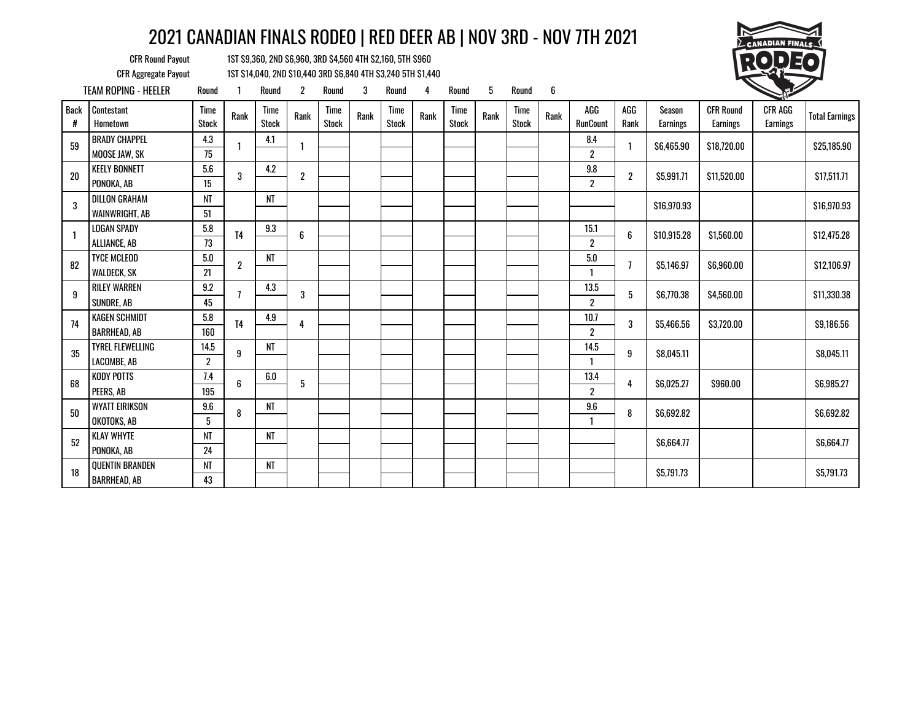# 2021 CANADIAN FINALS RODEO | RED DEER AB | NOV 3RD - NOV 7TH 2021

CFR Round Payout: 1ST $9,360, 2ND $6,960, 3RD $4,560 4TH $2,160, 5TH $960

CFR Aggregate Payout: 1ST $14,040, 2ND $10,440 3RD $6,840 4TH $3,240 5TH $1,440

TEAM ROPING - HEELER

| Back # | Contestant / Hometown | Round 1 Time / Stock | Round 1 Rank | Round 2 Time / Stock | Round 2 Rank | Round 3 Time / Stock | Round 3 Rank | Round 4 Time / Stock | Round 4 Rank | Round 5 Time / Stock | Round 5 Rank | Round 6 Time / Stock | Round 6 Rank | AGG RunCount | AGG Rank | Season Earnings | CFR Round Earnings | CFR AGG Earnings | Total Earnings |
|---|---|---|---|---|---|---|---|---|---|---|---|---|---|---|---|---|---|---|---|
| 59 | BRADY CHAPPEL<br>MOOSE JAW, SK | 4.3<br>75 | 1 | 4.1 | 1 | | | | | | | | | 8.4<br>2 | 1 | $6,465.90 | $18,720.00 | | $25,185.90 |
| 20 | KEELY BONNETT<br>PONOKA, AB | 5.6<br>15 | 3 | 4.2 | 2 | | | | | | | | | 9.8<br>2 | 2 | $5,991.71 | $11,520.00 | | $17,511.71 |
| 3 | DILLON GRAHAM<br>WAINWRIGHT, AB | NT<br>51 | | NT | | | | | | | | | | | | $16,970.93 | | | $16,970.93 |
| 1 | LOGAN SPADY<br>ALLIANCE, AB | 5.8<br>73 | T4 | 9.3 | 6 | | | | | | | | | 15.1<br>2 | 6 | $10,915.28 | $1,560.00 | | $12,475.28 |
| 82 | TYCE MCLEOD<br>WALDECK, SK | 5.0<br>21 | 2 | NT | | | | | | | | | | 5.0<br>1 | 7 | $5,146.97 | $6,960.00 | | $12,106.97 |
| 9 | RILEY WARREN<br>SUNDRE, AB | 9.2<br>45 | 7 | 4.3 | 3 | | | | | | | | | 13.5<br>2 | 5 | $6,770.38 | $4,560.00 | | $11,330.38 |
| 74 | KAGEN SCHMIDT<br>BARRHEAD, AB | 5.8<br>160 | T4 | 4.9 | 4 | | | | | | | | | 10.7<br>2 | 3 | $5,466.56 | $3,720.00 | | $9,186.56 |
| 35 | TYREL FLEWELLING<br>LACOMBE, AB | 14.5<br>2 | 9 | NT | | | | | | | | | | 14.5<br>1 | 9 | $8,045.11 | | | $8,045.11 |
| 68 | KODY POTTS<br>PEERS, AB | 7.4<br>195 | 6 | 6.0 | 5 | | | | | | | | | 13.4<br>2 | 4 | $6,025.27 | $960.00 | | $6,985.27 |
| 50 | WYATT EIRIKSON<br>OKOTOKS, AB | 9.6<br>5 | 8 | NT | | | | | | | | | | 9.6<br>1 | 8 | $6,692.82 | | | $6,692.82 |
| 52 | KLAY WHYTE<br>PONOKA, AB | NT<br>24 | | NT | | | | | | | | | | | | $6,664.77 | | | $6,664.77 |
| 18 | QUENTIN BRANDEN<br>BARRHEAD, AB | NT<br>43 | | NT | | | | | | | | | | | | $5,791.73 | | | $5,791.73 |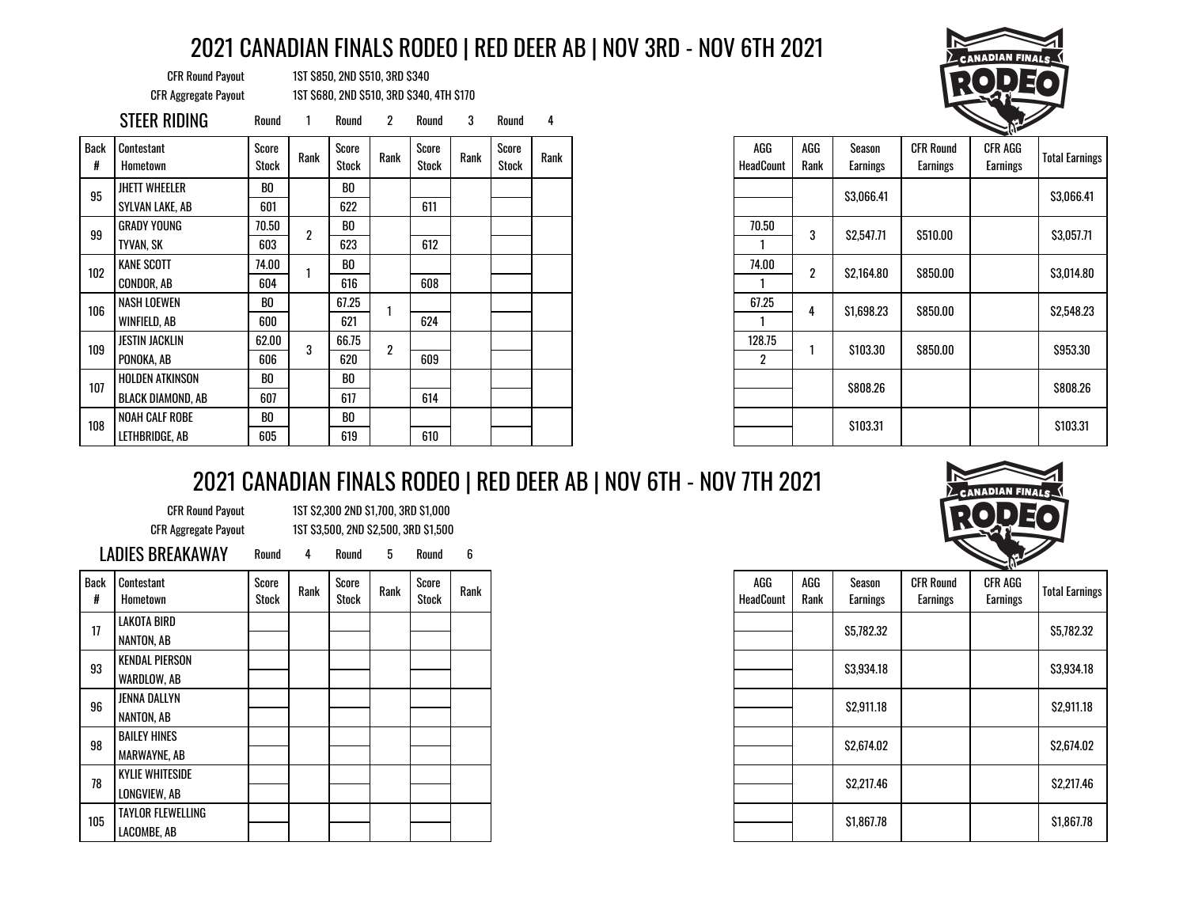# 2021 CANADIAN FINALS RODEO | RED DEER AB | NOV 3RD - NOV 6TH 2021

CFR Round Payout: 1ST $850, 2ND $510, 3RD $340

CFR Aggregate Payout: 1ST $680, 2ND $510, 3RD $340, 4TH $170

## STEER RIDING

| Back # | Contestant / Hometown | Round 1 Score / Stock | Round 1 Rank | Round 2 Score / Stock | Round 2 Rank | Round 3 Score / Stock | Round 3 Rank | Round 4 Score / Stock | Round 4 Rank | AGG / HeadCount | AGG Rank | Season Earnings | CFR Round Earnings | CFR AGG Earnings | Total Earnings |
|---|---|---|---|---|---|---|---|---|---|---|---|---|---|---|---|
| 95 | JHETT WHEELER | BO | | BO | | | | | | | | $3,066.41 | | | $3,066.41 |
| | SYLVAN LAKE, AB | 601 | | 622 | | 611 | | | | | | | | | |
| 99 | GRADY YOUNG | 70.50 | 2 | BO | | | | | | 70.50 | 3 | $2,547.71 | $510.00 | | $3,057.71 |
| | TYVAN, SK | 603 | | 623 | | 612 | | | | 1 | | | | | |
| 102 | KANE SCOTT | 74.00 | 1 | BO | | | | | | 74.00 | 2 | $2,164.80 | $850.00 | | $3,014.80 |
| | CONDOR, AB | 604 | | 616 | | 608 | | | | 1 | | | | | |
| 106 | NASH LOEWEN | BO | | 67.25 | 1 | | | | | 67.25 | 4 | $1,698.23 | $850.00 | | $2,548.23 |
| | WINFIELD, AB | 600 | | 621 | | 624 | | | | 1 | | | | | |
| 109 | JESTIN JACKLIN | 62.00 | 3 | 66.75 | 2 | | | | | 128.75 | 1 | $103.30 | $850.00 | | $953.30 |
| | PONOKA, AB | 606 | | 620 | | 609 | | | | 2 | | | | | |
| 107 | HOLDEN ATKINSON | BO | | BO | | | | | | | | $808.26 | | | $808.26 |
| | BLACK DIAMOND, AB | 607 | | 617 | | 614 | | | | | | | | | |
| 108 | NOAH CALF ROBE | BO | | BO | | | | | | | | $103.31 | | | $103.31 |
| | LETHBRIDGE, AB | 605 | | 619 | | 610 | | | | | | | | | |

# 2021 CANADIAN FINALS RODEO | RED DEER AB | NOV 6TH - NOV 7TH 2021

CFR Round Payout: 1ST $2,300 2ND $1,700, 3RD $1,000

CFR Aggregate Payout: 1ST $3,500, 2ND $2,500, 3RD $1,500

## LADIES BREAKAWAY

| Back # | Contestant / Hometown | Round 4 Score / Stock | Round 4 Rank | Round 5 Score / Stock | Round 5 Rank | Round 6 Score / Stock | Round 6 Rank | AGG / HeadCount | AGG Rank | Season Earnings | CFR Round Earnings | CFR AGG Earnings | Total Earnings |
|---|---|---|---|---|---|---|---|---|---|---|---|---|---|
| 17 | LAKOTA BIRD | | | | | | | | | $5,782.32 | | | $5,782.32 |
| | NANTON, AB | | | | | | | | | | | | |
| 93 | KENDAL PIERSON | | | | | | | | | $3,934.18 | | | $3,934.18 |
| | WARDLOW, AB | | | | | | | | | | | | |
| 96 | JENNA DALLYN | | | | | | | | | $2,911.18 | | | $2,911.18 |
| | NANTON, AB | | | | | | | | | | | | |
| 98 | BAILEY HINES | | | | | | | | | $2,674.02 | | | $2,674.02 |
| | MARWAYNE, AB | | | | | | | | | | | | |
| 78 | KYLIE WHITESIDE | | | | | | | | | $2,217.46 | | | $2,217.46 |
| | LONGVIEW, AB | | | | | | | | | | | | |
| 105 | TAYLOR FLEWELLING | | | | | | | | | $1,867.78 | | | $1,867.78 |
| | LACOMBE, AB | | | | | | | | | | | | |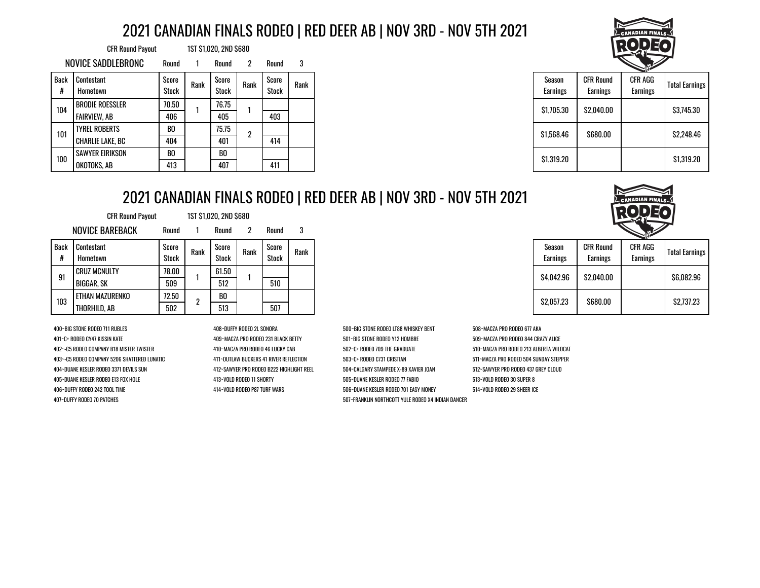# 2021 CANADIAN FINALS RODEO | RED DEER AB | NOV 3RD - NOV 5TH 2021

CFR Round Payout 1ST $1,020, 2ND $680

## NOVICE SADDLEBRONC

| Back # | Contestant / Hometown | Round 1 Score / Stock | Round 1 Rank | Round 2 Score / Stock | Round 2 Rank | Round 3 Score / Stock | Round 3 Rank | Season Earnings | CFR Round Earnings | CFR AGG Earnings | Total Earnings |
|---|---|---|---|---|---|---|---|---|---|---|---|
| 104 | BRODIE ROESSLER / FAIRVIEW, AB | 70.50 / 406 | 1 | 76.75 / 405 | 1 | / 403 | | $1,705.30 | $2,040.00 | | $3,745.30 |
| 101 | TYREL ROBERTS / CHARLIE LAKE, BC | BO / 404 | | 75.75 / 401 | 2 | / 414 | | $1,568.46 | $680.00 | | $2,248.46 |
| 100 | SAWYER EIRIKSON / OKOTOKS, AB | BO / 413 | | BO / 407 | | / 411 | | $1,319.20 | | | $1,319.20 |

# 2021 CANADIAN FINALS RODEO | RED DEER AB | NOV 3RD - NOV 5TH 2021

CFR Round Payout 1ST $1,020, 2ND $680

## NOVICE BAREBACK

| Back # | Contestant / Hometown | Round 1 Score / Stock | Round 1 Rank | Round 2 Score / Stock | Round 2 Rank | Round 3 Score / Stock | Round 3 Rank | Season Earnings | CFR Round Earnings | CFR AGG Earnings | Total Earnings |
|---|---|---|---|---|---|---|---|---|---|---|---|
| 91 | CRUZ MCNULTY / BIGGAR, SK | 78.00 / 509 | 1 | 61.50 / 512 | 1 | / 510 | | $4,042.96 | $2,040.00 | | $6,082.96 |
| 103 | ETHAN MAZURENKO / THORHILD, AB | 72.50 / 502 | 2 | BO / 513 | | / 507 | | $2,057.23 | $680.00 | | $2,737.23 |

400~BIG STONE RODEO 711 RUBLES
401~C+ RODEO CY47 KISSIN KATE
402~-C5 RODEO COMPANY B18 MISTER TWISTER
403~-C5 RODEO COMPANY 5206 SHATTERED LUNATIC
404~DUANE KESLER RODEO 3371 DEVILS SUN
405~DUANE KESLER RODEO E13 FOX HOLE
406~DUFFY RODEO 242 TOOL TIME
407~DUFFY RODEO 70 PATCHES
408~DUFFY RODEO 2L SONORA
409~MACZA PRO RODEO 231 BLACK BETTY
410~MACZA PRO RODEO 46 LUCKY CAB
411~OUTLAW BUCKERS 41 RIVER REFLECTION
412~SAWYER PRO RODEO B222 HIGHLIGHT REEL
413~VOLD RODEO 11 SHORTY
414~VOLD RODEO P87 TURF WARS
500~BIG STONE RODEO LT88 WHISKEY BENT
501~BIG STONE RODEO Y12 HOMBRE
502~C+ RODEO 709 THE GRADUATE
503~C+ RODEO C731 CRISTIAN
504~CALGARY STAMPEDE X-89 XAVIER JOAN
505~DUANE KESLER RODEO 77 FABIO
506~DUANE KESLER RODEO 701 EASY MONEY
507~FRANKLIN NORTHCOTT YULE RODEO X4 INDIAN DANCER
508~MACZA PRO RODEO 677 AKA
509~MACZA PRO RODEO 844 CRAZY ALICE
510~MACZA PRO RODEO 213 ALBERTA WILDCAT
511~MACZA PRO RODEO 504 SUNDAY STEPPER
512~SAWYER PRO RODEO 437 GREY CLOUD
513~VOLD RODEO 30 SUPER 8
514~VOLD RODEO 29 SHEER ICE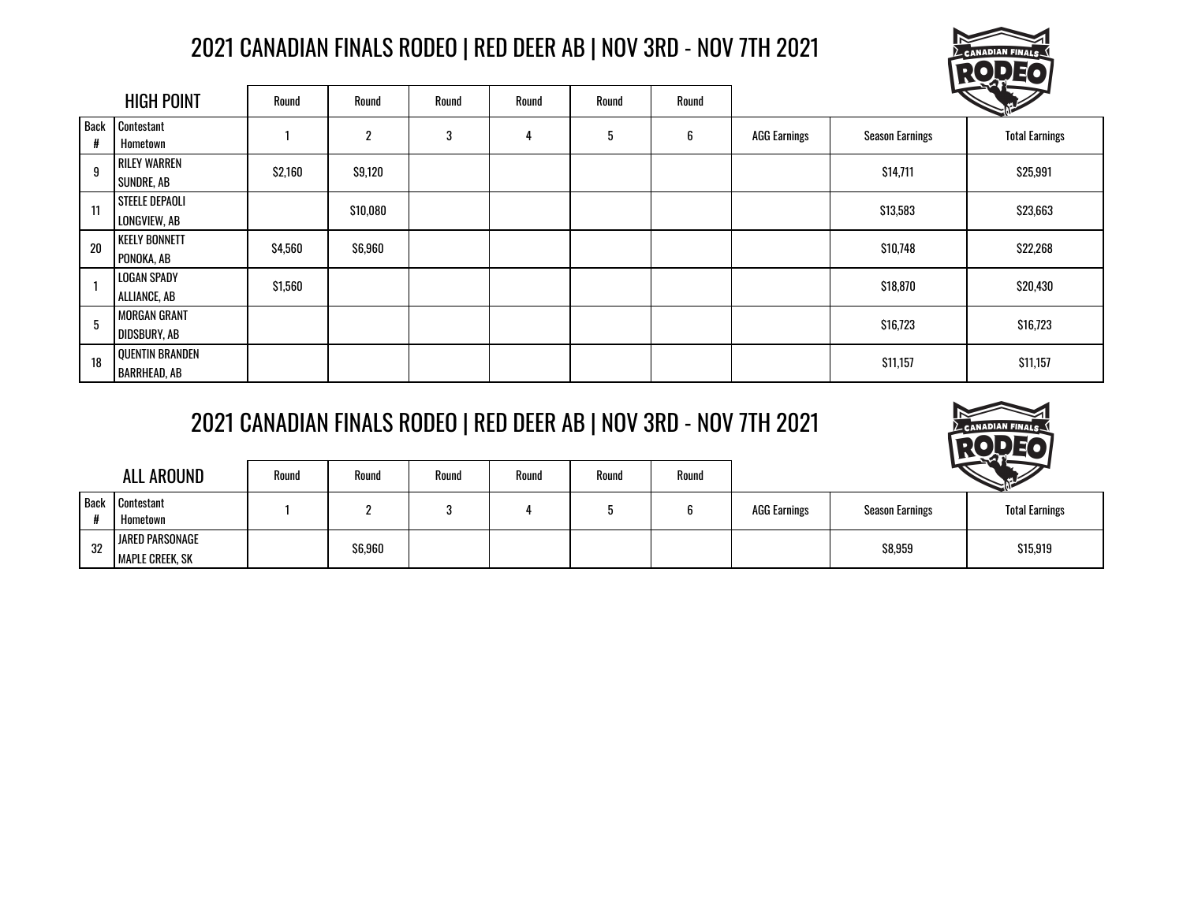## 2021 CANADIAN FINALS RODEO | RED DEER AB | NOV 3RD - NOV 7TH 2021

### HIGH POINT

| Back # | Contestant Hometown | Round 1 | Round 2 | Round 3 | Round 4 | Round 5 | Round 6 | AGG Earnings | Season Earnings | Total Earnings |
|---|---|---|---|---|---|---|---|---|---|---|
| 9 | RILEY WARREN SUNDRE, AB | $2,160 | $9,120 | | | | | | $14,711 | $25,991 |
| 11 | STEELE DEPAOLI LONGVIEW, AB | | $10,080 | | | | | | $13,583 | $23,663 |
| 20 | KEELY BONNETT PONOKA, AB | $4,560 | $6,960 | | | | | | $10,748 | $22,268 |
| 1 | LOGAN SPADY ALLIANCE, AB | $1,560 | | | | | | | $18,870 | $20,430 |
| 5 | MORGAN GRANT DIDSBURY, AB | | | | | | | | $16,723 | $16,723 |
| 18 | QUENTIN BRANDEN BARRHEAD, AB | | | | | | | | $11,157 | $11,157 |

## 2021 CANADIAN FINALS RODEO | RED DEER AB | NOV 3RD - NOV 7TH 2021

### ALL AROUND

| Back # | Contestant Hometown | Round 1 | Round 2 | Round 3 | Round 4 | Round 5 | Round 6 | AGG Earnings | Season Earnings | Total Earnings |
|---|---|---|---|---|---|---|---|---|---|---|
| 32 | JARED PARSONAGE MAPLE CREEK, SK | | $6,960 | | | | | | $8,959 | $15,919 |